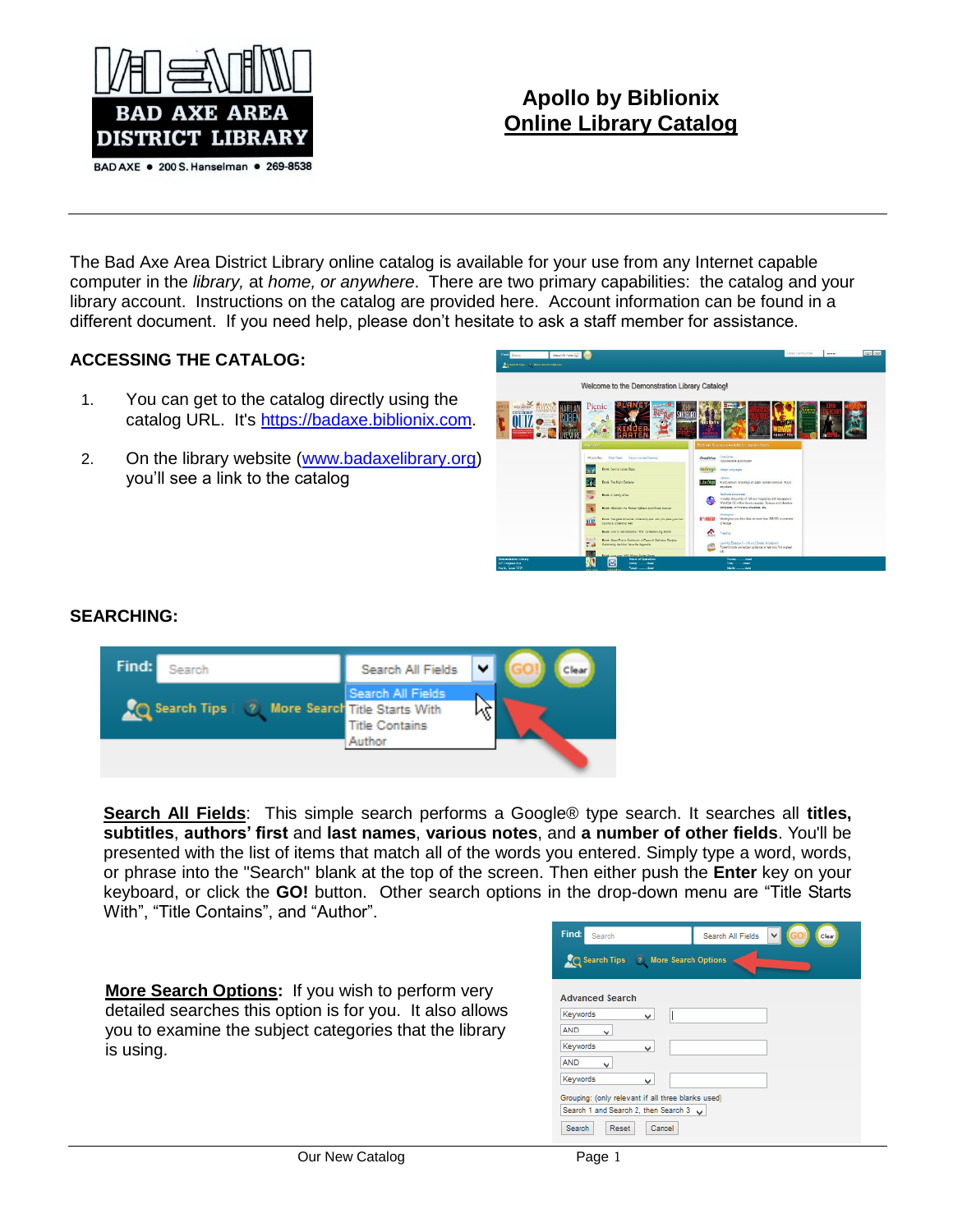**BAD AXE AREA DISTRICT LIBRARY**

BAD AXE • 200 S. Hanselman • 269-8538

# Apollo by Biblionix
## Online Library Catalog

The Bad Axe Area District Library online catalog is available for your use from any Internet capable computer in the *library,* at *home, or anywhere*. There are two primary capabilities: the catalog and your library account. Instructions on the catalog are provided here. Account information can be found in a different document. If you need help, please don't hesitate to ask a staff member for assistance.

### ACCESSING THE CATALOG:

1. You can get to the catalog directly using the catalog URL. It's https://badaxe.biblionix.com.
2. On the library website (www.badaxelibrary.org) you'll see a link to the catalog

### SEARCHING:

**Search All Fields**: This simple search performs a Google® type search. It searches all **titles, subtitles**, **authors' first** and **last names**, **various notes**, and **a number of other fields**. You'll be presented with the list of items that match all of the words you entered. Simply type a word, words, or phrase into the "Search" blank at the top of the screen. Then either push the **Enter** key on your keyboard, or click the **GO!** button. Other search options in the drop-down menu are "Title Starts With", "Title Contains", and "Author".

**More Search Options:** If you wish to perform very detailed searches this option is for you. It also allows you to examine the subject categories that the library is using.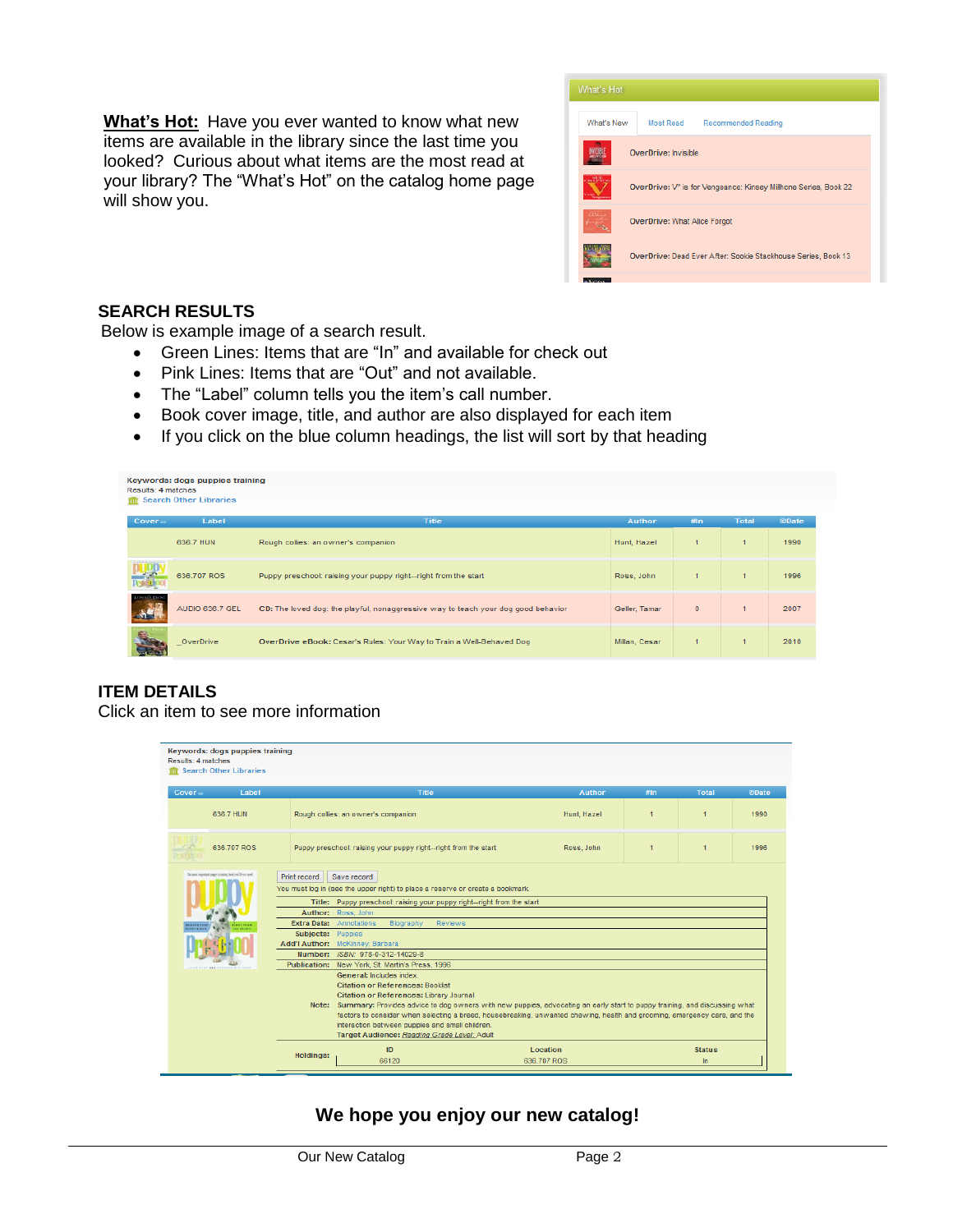**What's Hot:** Have you ever wanted to know what new items are available in the library since the last time you looked? Curious about what items are the most read at your library? The "What's Hot" on the catalog home page will show you.

What's Hot

What's New | Most Read | Recommended Reading

OverDrive: Invisible

OverDrive: V" is for Vengeance: Kinsey Millhone Series, Book 22

OverDrive: What Alice Forgot

OverDrive: Dead Ever After: Sookie Stackhouse Series, Book 13

## SEARCH RESULTS

Below is example image of a search result.

- Green Lines: Items that are "In" and available for check out
- Pink Lines: Items that are "Out" and not available.
- The "Label" column tells you the item's call number.
- Book cover image, title, and author are also displayed for each item
- If you click on the blue column headings, the list will sort by that heading

Keywords: dogs puppies training
Results: 4 matches
Search Other Libraries

| Cover | Label | Title | Author | #In | Total | ©Date |
|---|---|---|---|---|---|---|
| | 636.7 HUN | Rough collies: an owner's companion | Hunt, Hazel | 1 | 1 | 1990 |
| | 636.707 ROS | Puppy preschool: raising your puppy right--right from the start | Ross, John | 1 | 1 | 1996 |
| | AUDIO 636.7 GEL | CD: The loved dog: the playful, nonaggressive way to teach your dog good behavior | Geller, Tamar | 0 | 1 | 2007 |
| | _OverDrive | OverDrive eBook: Cesar's Rules: Your Way to Train a Well-Behaved Dog | Millan, Cesar | 1 | 1 | 2010 |

## ITEM DETAILS

Click an item to see more information

Keywords: dogs puppies training
Results: 4 matches
Search Other Libraries

| Cover | Label | Title | Author | #In | Total | ©Date |
|---|---|---|---|---|---|---|
| | 636.7 HUN | Rough collies: an owner's companion | Hunt, Hazel | 1 | 1 | 1990 |
| | 636.707 ROS | Puppy preschool: raising your puppy right--right from the start | Ross, John | 1 | 1 | 1996 |

Print record | Save record

You must log in (see the upper right) to place a reserve or create a bookmark.

| | |
|---|---|
| Title: | Puppy preschool: raising your puppy right--right from the start |
| Author: | Ross, John |
| Extra Data: | Annotations Biography Reviews |
| Subjects: | Puppies |
| Add'l Author: | McKinney, Barbara |
| Number: | ISBN: 978-0-312-14029-8 |
| Publication: | New York, St. Martin's Press, 1996 |
| Note: | General: Includes index. Citation or References: Booklist Citation or References: Library Journal Summary: Provides advice to dog owners with new puppies, advocating an early start to puppy training, and discussing what factors to consider when selecting a breed, housebreaking, unwanted chewing, health and grooming, emergency care, and the interaction between puppies and small children. Target Audience: Reading Grade Level: Adult |
| Holdings: | ID: 66120 — Location: 636.707 ROS — Status: In |

### We hope you enjoy our new catalog!